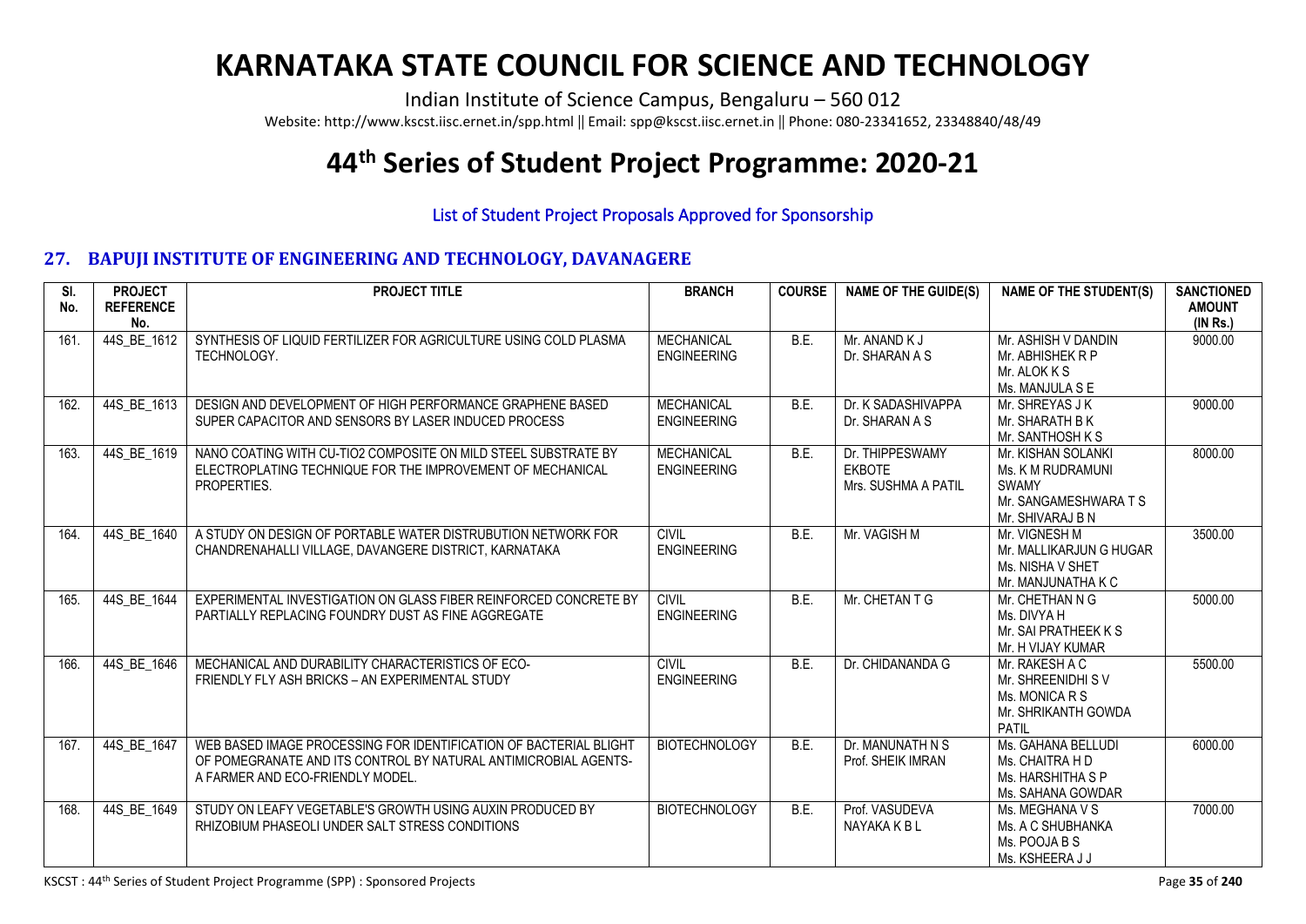# KARNATAKA STATE COUNCIL FOR SCIENCE AND TECHNOLOGY

Indian Institute of Science Campus, Bengaluru – 560 012

Website: http://www.kscst.iisc.ernet.in/spp.html || Email: spp@kscst.iisc.ernet.in || Phone: 080-23341652, 23348840/48/49

# 44th Series of Student Project Programme: 2020-21

List of Student Project Proposals Approved for Sponsorship

## 27. BAPUJI INSTITUTE OF ENGINEERING AND TECHNOLOGY, DAVANAGERE

| Sl. No. | PROJECT REFERENCE No. | PROJECT TITLE | BRANCH | COURSE | NAME OF THE GUIDE(S) | NAME OF THE STUDENT(S) | SANCTIONED AMOUNT (IN Rs.) |
|---|---|---|---|---|---|---|---|
| 161. | 44S_BE_1612 | SYNTHESIS OF LIQUID FERTILIZER FOR AGRICULTURE USING COLD PLASMA TECHNOLOGY. | MECHANICAL ENGINEERING | B.E. | Mr. ANAND K J<br>Dr. SHARAN A S | Mr. ASHISH V DANDIN<br>Mr. ABHISHEK R P<br>Mr. ALOK K S<br>Ms. MANJULA S E | 9000.00 |
| 162. | 44S_BE_1613 | DESIGN AND DEVELOPMENT OF HIGH PERFORMANCE GRAPHENE BASED SUPER CAPACITOR AND SENSORS BY LASER INDUCED PROCESS | MECHANICAL ENGINEERING | B.E. | Dr. K SADASHIVAPPA<br>Dr. SHARAN A S | Mr. SHREYAS J K<br>Mr. SHARATH B K<br>Mr. SANTHOSH K S | 9000.00 |
| 163. | 44S_BE_1619 | NANO COATING WITH CU-TIO2 COMPOSITE ON MILD STEEL SUBSTRATE BY ELECTROPLATING TECHNIQUE FOR THE IMPROVEMENT OF MECHANICAL PROPERTIES. | MECHANICAL ENGINEERING | B.E. | Dr. THIPPESWAMY EKBOTE<br>Mrs. SUSHMA A PATIL | Mr. KISHAN SOLANKI<br>Ms. K M RUDRAMUNI SWAMY<br>Mr. SANGAMESHWARA T S<br>Mr. SHIVARAJ B N | 8000.00 |
| 164. | 44S_BE_1640 | A STUDY ON DESIGN OF PORTABLE WATER DISTRUBUTION NETWORK FOR CHANDRENAHALLI VILLAGE, DAVANGERE DISTRICT, KARNATAKA | CIVIL ENGINEERING | B.E. | Mr. VAGISH M | Mr. VIGNESH M<br>Mr. MALLIKARJUN G HUGAR<br>Ms. NISHA V SHET<br>Mr. MANJUNATHA K C | 3500.00 |
| 165. | 44S_BE_1644 | EXPERIMENTAL INVESTIGATION ON GLASS FIBER REINFORCED CONCRETE BY PARTIALLY REPLACING FOUNDRY DUST AS FINE AGGREGATE | CIVIL ENGINEERING | B.E. | Mr. CHETAN T G | Mr. CHETHAN N G<br>Ms. DIVYA H<br>Mr. SAI PRATHEEK K S<br>Mr. H VIJAY KUMAR | 5000.00 |
| 166. | 44S_BE_1646 | MECHANICAL AND DURABILITY CHARACTERISTICS OF ECO-FRIENDLY FLY ASH BRICKS – AN EXPERIMENTAL STUDY | CIVIL ENGINEERING | B.E. | Dr. CHIDANANDA G | Mr. RAKESH A C<br>Mr. SHREENIDHI S V<br>Ms. MONICA R S<br>Mr. SHRIKANTH GOWDA PATIL | 5500.00 |
| 167. | 44S_BE_1647 | WEB BASED IMAGE PROCESSING FOR IDENTIFICATION OF BACTERIAL BLIGHT OF POMEGRANATE AND ITS CONTROL BY NATURAL ANTIMICROBIAL AGENTS-A FARMER AND ECO-FRIENDLY MODEL. | BIOTECHNOLOGY | B.E. | Dr. MANUNATH N S<br>Prof. SHEIK IMRAN | Ms. GAHANA BELLUDI<br>Ms. CHAITRA H D<br>Ms. HARSHITHA S P<br>Ms. SAHANA GOWDAR | 6000.00 |
| 168. | 44S_BE_1649 | STUDY ON LEAFY VEGETABLE'S GROWTH USING AUXIN PRODUCED BY RHIZOBIUM PHASEOLI UNDER SALT STRESS CONDITIONS | BIOTECHNOLOGY | B.E. | Prof. VASUDEVA NAYAKA K B L | Ms. MEGHANA V S<br>Ms. A C SHUBHANKA<br>Ms. POOJA B S<br>Ms. KSHEERA J J | 7000.00 |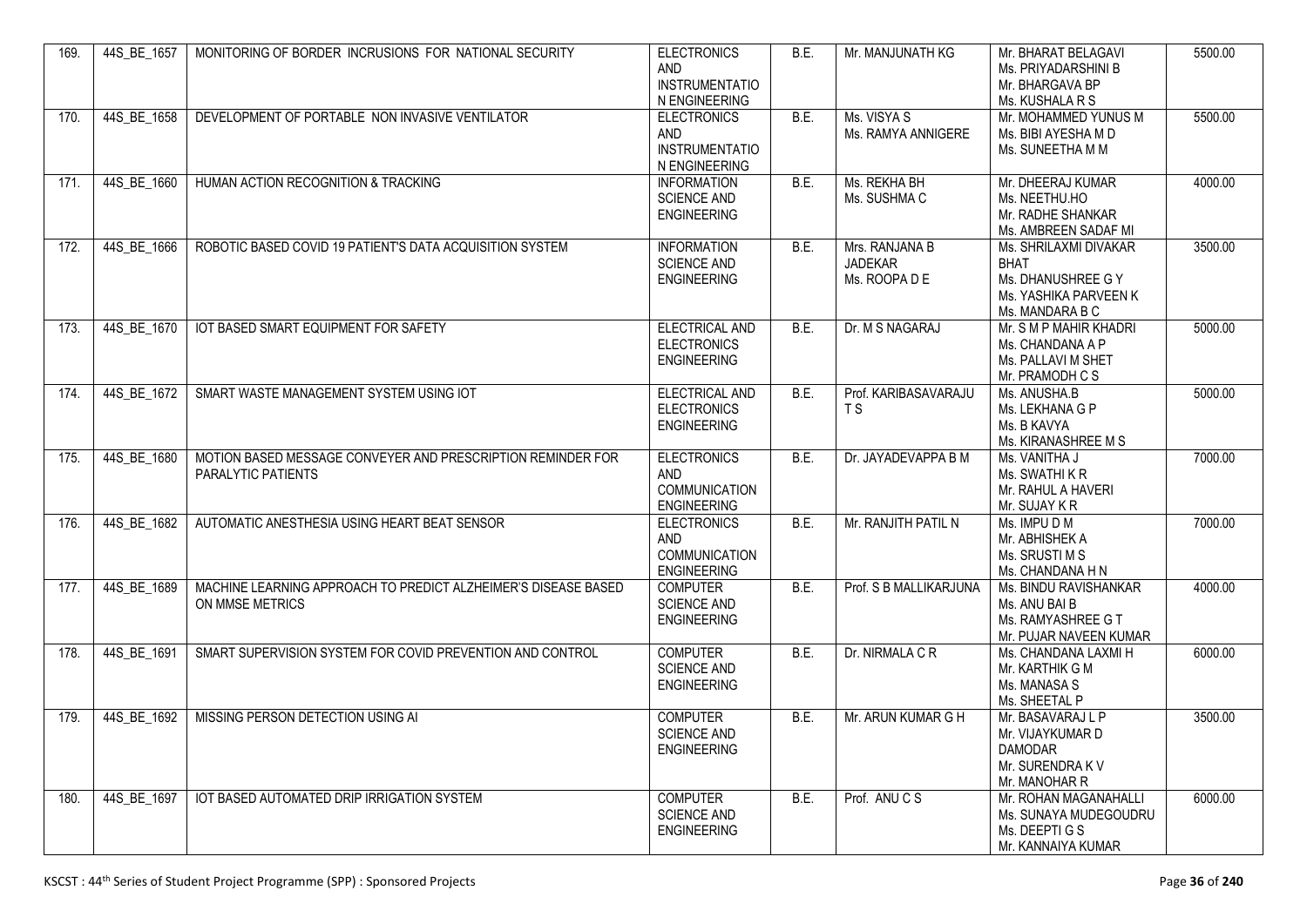| 169. | 44S_BE_1657 | MONITORING OF BORDER INCRUSIONS FOR NATIONAL SECURITY | ELECTRONICS AND INSTRUMENTATION ENGINEERING | B.E. | Mr. MANJUNATH KG | Mr. BHARAT BELAGAVI<br>Ms. PRIYADARSHINI B<br>Mr. BHARGAVA BP<br>Ms. KUSHALA R S | 5500.00 |
|---|---|---|---|---|---|---|---|
| 170. | 44S_BE_1658 | DEVELOPMENT OF PORTABLE NON INVASIVE VENTILATOR | ELECTRONICS AND INSTRUMENTATION ENGINEERING | B.E. | Ms. VISYA S<br>Ms. RAMYA ANNIGERE | Mr. MOHAMMED YUNUS M<br>Ms. BIBI AYESHA M D<br>Ms. SUNEETHA M M | 5500.00 |
| 171. | 44S_BE_1660 | HUMAN ACTION RECOGNITION & TRACKING | INFORMATION SCIENCE AND ENGINEERING | B.E. | Ms. REKHA BH<br>Ms. SUSHMA C | Mr. DHEERAJ KUMAR<br>Ms. NEETHU.HO<br>Mr. RADHE SHANKAR<br>Ms. AMBREEN SADAF MI | 4000.00 |
| 172. | 44S_BE_1666 | ROBOTIC BASED COVID 19 PATIENT'S DATA ACQUISITION SYSTEM | INFORMATION SCIENCE AND ENGINEERING | B.E. | Mrs. RANJANA B JADEKAR<br>Ms. ROOPA D E | Ms. SHRILAXMI DIVAKAR BHAT<br>Ms. DHANUSHREE G Y<br>Ms. YASHIKA PARVEEN K<br>Ms. MANDARA B C | 3500.00 |
| 173. | 44S_BE_1670 | IOT BASED SMART EQUIPMENT FOR SAFETY | ELECTRICAL AND ELECTRONICS ENGINEERING | B.E. | Dr. M S NAGARAJ | Mr. S M P MAHIR KHADRI<br>Ms. CHANDANA A P<br>Ms. PALLAVI M SHET<br>Mr. PRAMODH C S | 5000.00 |
| 174. | 44S_BE_1672 | SMART WASTE MANAGEMENT SYSTEM USING IOT | ELECTRICAL AND ELECTRONICS ENGINEERING | B.E. | Prof. KARIBASAVARAJU T S | Ms. ANUSHA.B<br>Ms. LEKHANA G P<br>Ms. B KAVYA<br>Ms. KIRANASHREE M S | 5000.00 |
| 175. | 44S_BE_1680 | MOTION BASED MESSAGE CONVEYER AND PRESCRIPTION REMINDER FOR PARALYTIC PATIENTS | ELECTRONICS AND COMMUNICATION ENGINEERING | B.E. | Dr. JAYADEVAPPA B M | Ms. VANITHA J<br>Ms. SWATHI K R<br>Mr. RAHUL A HAVERI<br>Mr. SUJAY K R | 7000.00 |
| 176. | 44S_BE_1682 | AUTOMATIC ANESTHESIA USING HEART BEAT SENSOR | ELECTRONICS AND COMMUNICATION ENGINEERING | B.E. | Mr. RANJITH PATIL N | Ms. IMPU D M<br>Mr. ABHISHEK A<br>Ms. SRUSTI M S<br>Ms. CHANDANA H N | 7000.00 |
| 177. | 44S_BE_1689 | MACHINE LEARNING APPROACH TO PREDICT ALZHEIMER'S DISEASE BASED ON MMSE METRICS | COMPUTER SCIENCE AND ENGINEERING | B.E. | Prof. S B MALLIKARJUNA | Ms. BINDU RAVISHANKAR<br>Ms. ANU BAI B<br>Ms. RAMYASHREE G T<br>Mr. PUJAR NAVEEN KUMAR | 4000.00 |
| 178. | 44S_BE_1691 | SMART SUPERVISION SYSTEM FOR COVID PREVENTION AND CONTROL | COMPUTER SCIENCE AND ENGINEERING | B.E. | Dr. NIRMALA C R | Ms. CHANDANA LAXMI H<br>Mr. KARTHIK G M<br>Ms. MANASA S<br>Ms. SHEETAL P | 6000.00 |
| 179. | 44S_BE_1692 | MISSING PERSON DETECTION USING AI | COMPUTER SCIENCE AND ENGINEERING | B.E. | Mr. ARUN KUMAR G H | Mr. BASAVARAJ L P<br>Mr. VIJAYKUMAR D DAMODAR<br>Mr. SURENDRA K V<br>Mr. MANOHAR R | 3500.00 |
| 180. | 44S_BE_1697 | IOT BASED AUTOMATED DRIP IRRIGATION SYSTEM | COMPUTER SCIENCE AND ENGINEERING | B.E. | Prof. ANU C S | Mr. ROHAN MAGANAHALLI<br>Ms. SUNAYA MUDEGOUDRU<br>Ms. DEEPTI G S<br>Mr. KANNAIYA KUMAR | 6000.00 |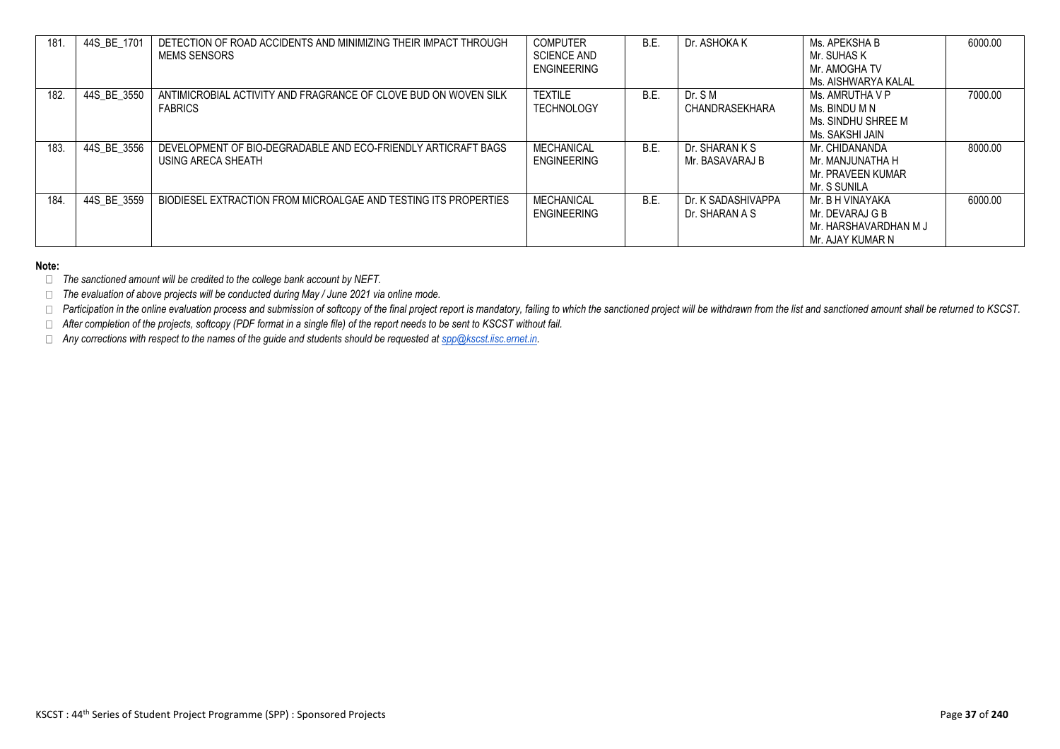| | | | | | | | |
|---|---|---|---|---|---|---|---|
| 181. | 44S_BE_1701 | DETECTION OF ROAD ACCIDENTS AND MINIMIZING THEIR IMPACT THROUGH MEMS SENSORS | COMPUTER SCIENCE AND ENGINEERING | B.E. | Dr. ASHOKA K | Ms. APEKSHA B<br>Mr. SUHAS K<br>Mr. AMOGHA TV<br>Ms. AISHWARYA KALAL | 6000.00 |
| 182. | 44S_BE_3550 | ANTIMICROBIAL ACTIVITY AND FRAGRANCE OF CLOVE BUD ON WOVEN SILK FABRICS | TEXTILE TECHNOLOGY | B.E. | Dr. S M CHANDRASEKHARA | Ms. AMRUTHA V P<br>Ms. BINDU M N<br>Ms. SINDHU SHREE M<br>Ms. SAKSHI JAIN | 7000.00 |
| 183. | 44S_BE_3556 | DEVELOPMENT OF BIO-DEGRADABLE AND ECO-FRIENDLY ARTICRAFT BAGS USING ARECA SHEATH | MECHANICAL ENGINEERING | B.E. | Dr. SHARAN K S<br>Mr. BASAVARAJ B | Mr. CHIDANANDA<br>Mr. MANJUNATHA H<br>Mr. PRAVEEN KUMAR<br>Mr. S SUNILA | 8000.00 |
| 184. | 44S_BE_3559 | BIODIESEL EXTRACTION FROM MICROALGAE AND TESTING ITS PROPERTIES | MECHANICAL ENGINEERING | B.E. | Dr. K SADASHIVAPPA<br>Dr. SHARAN A S | Mr. B H VINAYAKA<br>Mr. DEVARAJ G B<br>Mr. HARSHAVARDHAN M J<br>Mr. AJAY KUMAR N | 6000.00 |

**Note:**

- *The sanctioned amount will be credited to the college bank account by NEFT.*
- *The evaluation of above projects will be conducted during May / June 2021 via online mode.*
- *Participation in the online evaluation process and submission of softcopy of the final project report is mandatory, failing to which the sanctioned project will be withdrawn from the list and sanctioned amount shall be returned to KSCST.*
- *After completion of the projects, softcopy (PDF format in a single file) of the report needs to be sent to KSCST without fail.*
- *Any corrections with respect to the names of the guide and students should be requested at spp@kscst.iisc.ernet.in.*